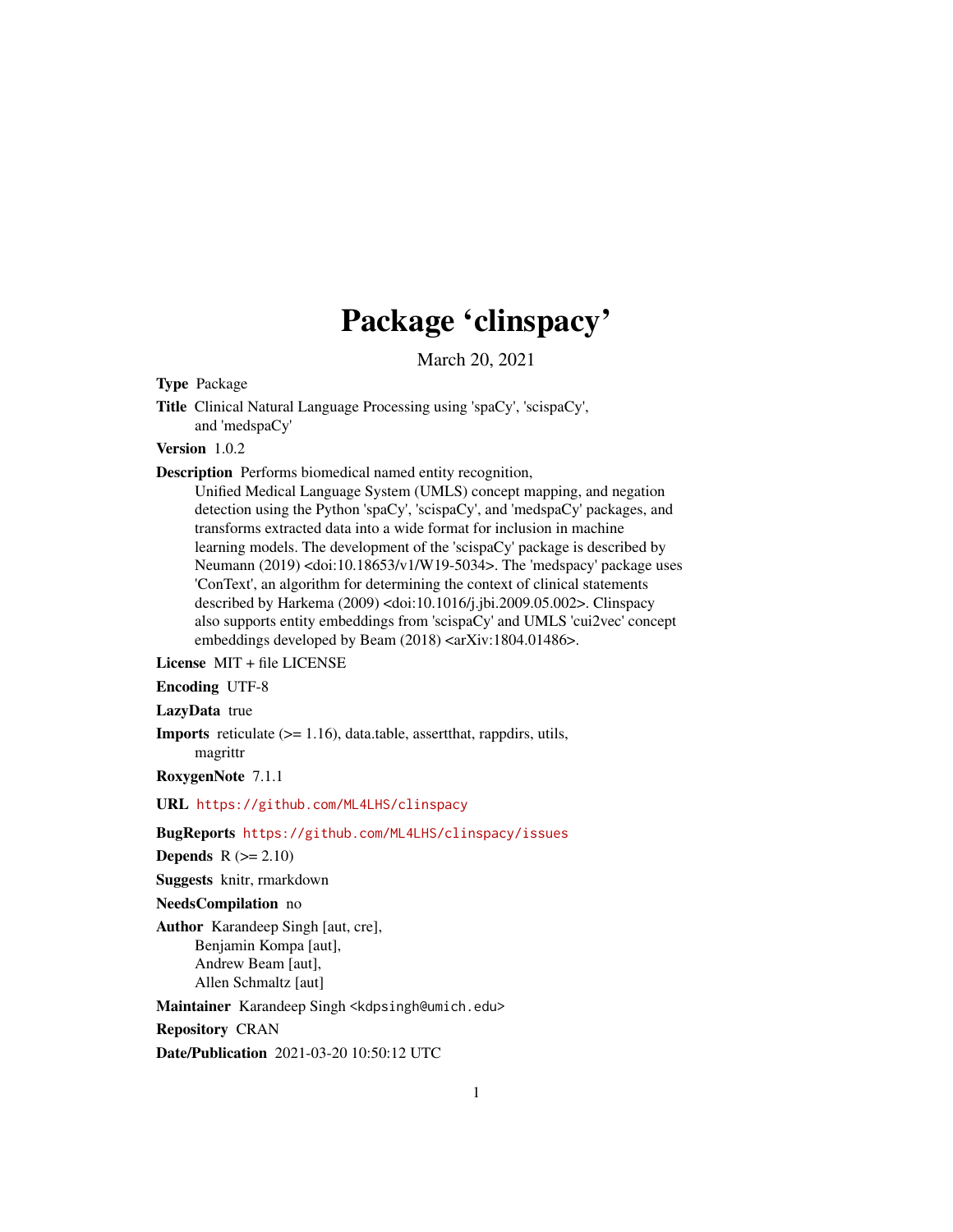# Package 'clinspacy'

March 20, 2021

**Type** Package

**Title** Clinical Natural Language Processing using 'spaCy', 'scispaCy', and 'medspaCy'

**Version** 1.0.2

**Description** Performs biomedical named entity recognition, Unified Medical Language System (UMLS) concept mapping, and negation detection using the Python 'spaCy', 'scispaCy', and 'medspaCy' packages, and transforms extracted data into a wide format for inclusion in machine learning models. The development of the 'scispaCy' package is described by Neumann (2019) <doi:10.18653/v1/W19-5034>. The 'medspacy' package uses 'ConText', an algorithm for determining the context of clinical statements described by Harkema (2009) <doi:10.1016/j.jbi.2009.05.002>. Clinspacy also supports entity embeddings from 'scispaCy' and UMLS 'cui2vec' concept embeddings developed by Beam (2018) <arXiv:1804.01486>.

**License** MIT + file LICENSE

**Encoding** UTF-8

**LazyData** true

**Imports** reticulate (>= 1.16), data.table, assertthat, rappdirs, utils, magrittr

**RoxygenNote** 7.1.1

**URL** https://github.com/ML4LHS/clinspacy

**BugReports** https://github.com/ML4LHS/clinspacy/issues

**Depends** R (>= 2.10)

**Suggests** knitr, rmarkdown

**NeedsCompilation** no

**Author** Karandeep Singh [aut, cre], Benjamin Kompa [aut], Andrew Beam [aut], Allen Schmaltz [aut]

**Maintainer** Karandeep Singh <kdpsingh@umich.edu>

**Repository** CRAN

**Date/Publication** 2021-03-20 10:50:12 UTC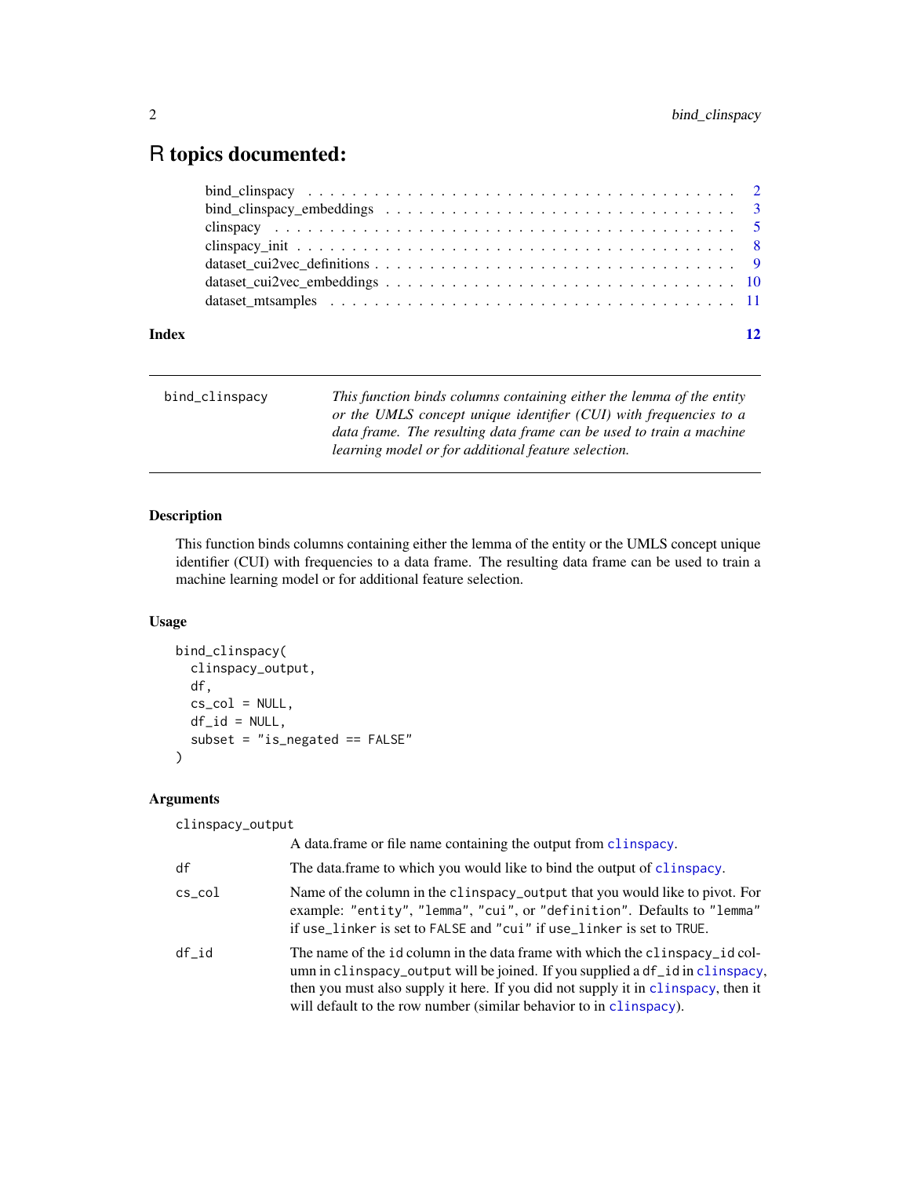# R topics documented:

- bind_clinspacy . . . . . . . . . . . . . . . . . . . . . . . . . . . . . . . . . . . . 2
- bind_clinspacy_embeddings . . . . . . . . . . . . . . . . . . . . . . . . . . . . . 3
- clinspacy . . . . . . . . . . . . . . . . . . . . . . . . . . . . . . . . . . . . . . 5
- clinspacy_init . . . . . . . . . . . . . . . . . . . . . . . . . . . . . . . . . . . . 8
- dataset_cui2vec_definitions . . . . . . . . . . . . . . . . . . . . . . . . . . . . 9
- dataset_cui2vec_embeddings . . . . . . . . . . . . . . . . . . . . . . . . . . . . 10
- dataset_mtsamples . . . . . . . . . . . . . . . . . . . . . . . . . . . . . . . . . 11

**Index** **12**

---

`bind_clinspacy` *This function binds columns containing either the lemma of the entity or the UMLS concept unique identifier (CUI) with frequencies to a data frame. The resulting data frame can be used to train a machine learning model or for additional feature selection.*

---

### Description

This function binds columns containing either the lemma of the entity or the UMLS concept unique identifier (CUI) with frequencies to a data frame. The resulting data frame can be used to train a machine learning model or for additional feature selection.

### Usage

```
bind_clinspacy(
  clinspacy_output,
  df,
  cs_col = NULL,
  df_id = NULL,
  subset = "is_negated == FALSE"
)
```

### Arguments

| | |
|---|---|
| `clinspacy_output` | A data.frame or file name containing the output from `clinspacy`. |
| `df` | The data.frame to which you would like to bind the output of `clinspacy`. |
| `cs_col` | Name of the column in the `clinspacy_output` that you would like to pivot. For example: `"entity"`, `"lemma"`, `"cui"`, or `"definition"`. Defaults to `"lemma"` if `use_linker` is set to `FALSE` and `"cui"` if `use_linker` is set to `TRUE`. |
| `df_id` | The name of the `id` column in the data frame with which the `clinspacy_id` column in `clinspacy_output` will be joined. If you supplied a `df_id` in `clinspacy`, then you must also supply it here. If you did not supply it in `clinspacy`, then it will default to the row number (similar behavior to in `clinspacy`). |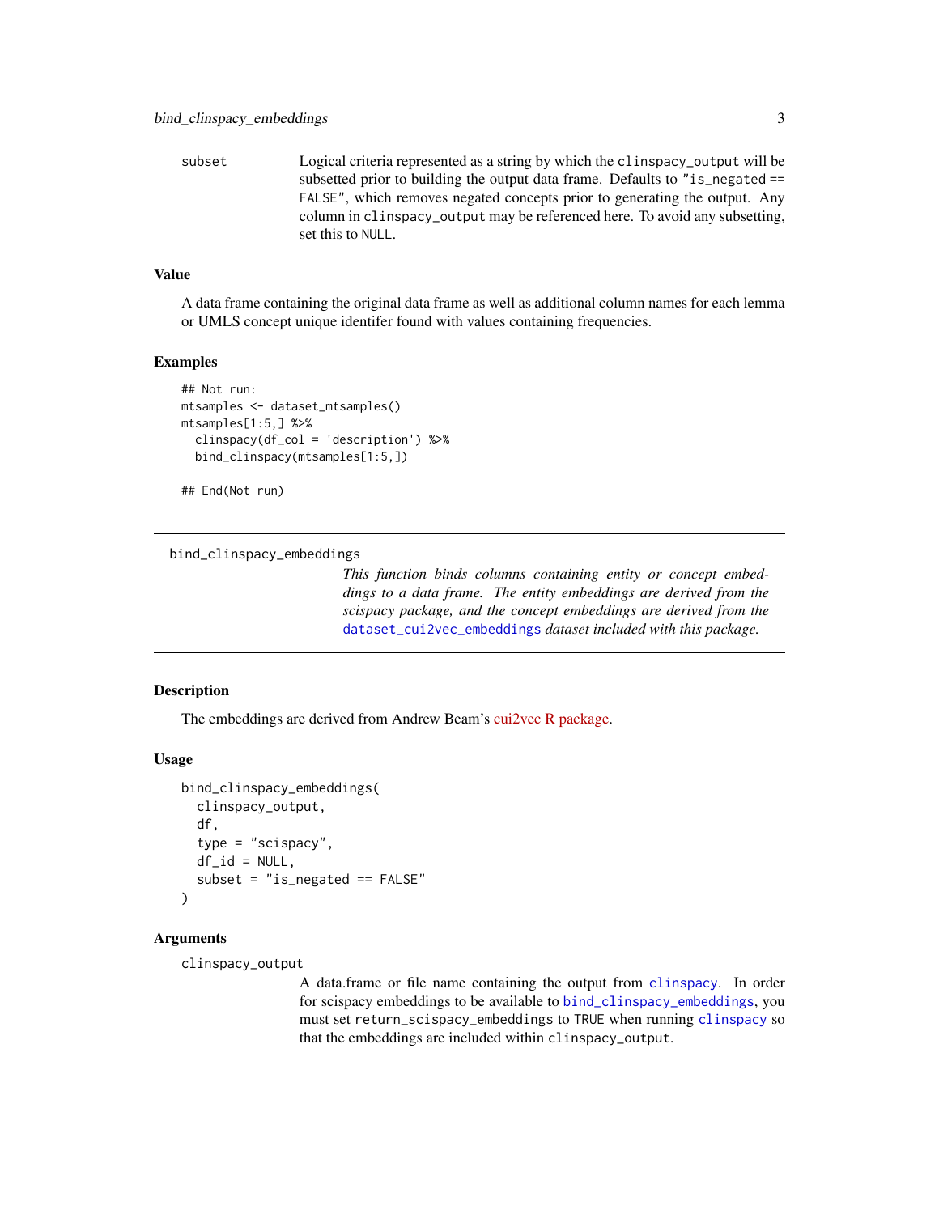subset — Logical criteria represented as a string by which the clinspacy_output will be subsetted prior to building the output data frame. Defaults to "is_negated == FALSE", which removes negated concepts prior to generating the output. Any column in clinspacy_output may be referenced here. To avoid any subsetting, set this to NULL.

### Value

A data frame containing the original data frame as well as additional column names for each lemma or UMLS concept unique identifer found with values containing frequencies.

### Examples

```
## Not run:
mtsamples <- dataset_mtsamples()
mtsamples[1:5,] %>%
  clinspacy(df_col = 'description') %>%
  bind_clinspacy(mtsamples[1:5,])

## End(Not run)
```

---

## bind_clinspacy_embeddings

*This function binds columns containing entity or concept embeddings to a data frame. The entity embeddings are derived from the scispacy package, and the concept embeddings are derived from the dataset_cui2vec_embeddings dataset included with this package.*

---

### Description

The embeddings are derived from Andrew Beam's cui2vec R package.

### Usage

```
bind_clinspacy_embeddings(
  clinspacy_output,
  df,
  type = "scispacy",
  df_id = NULL,
  subset = "is_negated == FALSE"
)
```

### Arguments

clinspacy_output — A data.frame or file name containing the output from clinspacy. In order for scispacy embeddings to be available to bind_clinspacy_embeddings, you must set return_scispacy_embeddings to TRUE when running clinspacy so that the embeddings are included within clinspacy_output.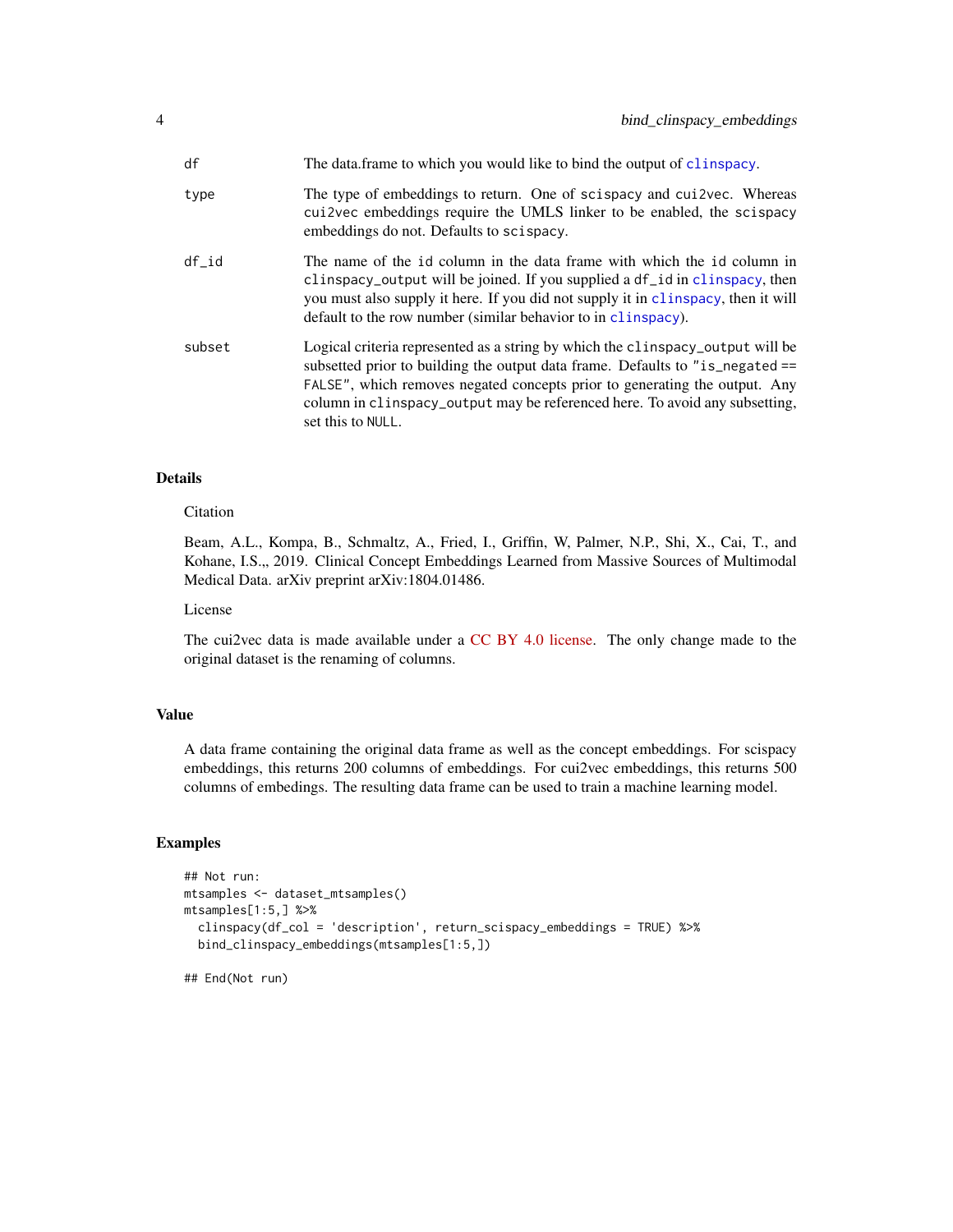| | |
|---|---|
| df | The data.frame to which you would like to bind the output of clinspacy. |
| type | The type of embeddings to return. One of scispacy and cui2vec. Whereas cui2vec embeddings require the UMLS linker to be enabled, the scispacy embeddings do not. Defaults to scispacy. |
| df_id | The name of the id column in the data frame with which the id column in clinspacy_output will be joined. If you supplied a df_id in clinspacy, then you must also supply it here. If you did not supply it in clinspacy, then it will default to the row number (similar behavior to in clinspacy). |
| subset | Logical criteria represented as a string by which the clinspacy_output will be subsetted prior to building the output data frame. Defaults to "is_negated == FALSE", which removes negated concepts prior to generating the output. Any column in clinspacy_output may be referenced here. To avoid any subsetting, set this to NULL. |

## Details

Citation

Beam, A.L., Kompa, B., Schmaltz, A., Fried, I., Griffin, W, Palmer, N.P., Shi, X., Cai, T., and Kohane, I.S.,, 2019. Clinical Concept Embeddings Learned from Massive Sources of Multimodal Medical Data. arXiv preprint arXiv:1804.01486.

License

The cui2vec data is made available under a CC BY 4.0 license. The only change made to the original dataset is the renaming of columns.

## Value

A data frame containing the original data frame as well as the concept embeddings. For scispacy embeddings, this returns 200 columns of embeddings. For cui2vec embeddings, this returns 500 columns of embedings. The resulting data frame can be used to train a machine learning model.

## Examples

```
## Not run:
mtsamples <- dataset_mtsamples()
mtsamples[1:5,] %>%
  clinspacy(df_col = 'description', return_scispacy_embeddings = TRUE) %>%
  bind_clinspacy_embeddings(mtsamples[1:5,])

## End(Not run)
```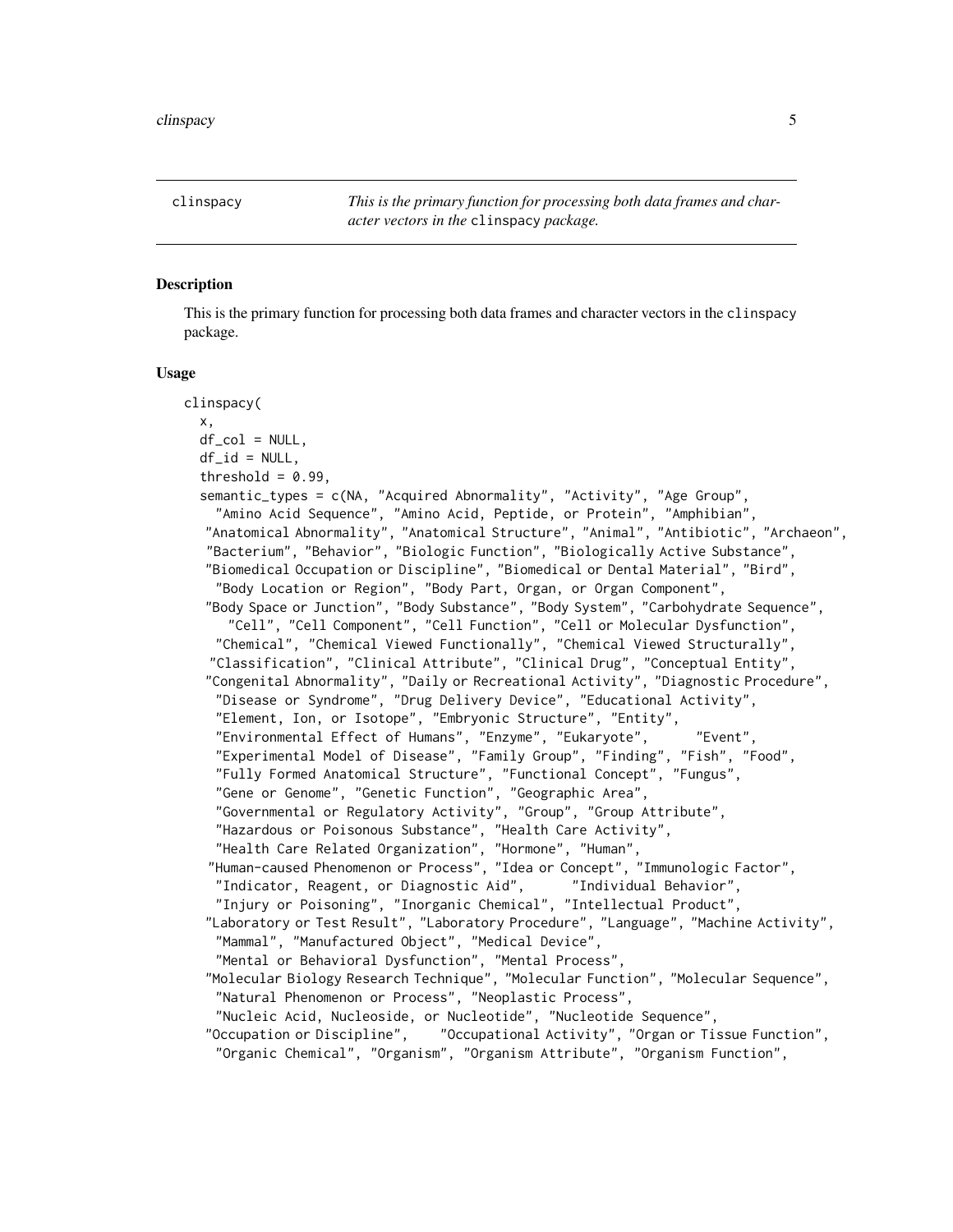clinspacy — *This is the primary function for processing both data frames and character vectors in the* `clinspacy` *package.*

## Description

This is the primary function for processing both data frames and character vectors in the `clinspacy` package.

## Usage

```
clinspacy(
  x,
  df_col = NULL,
  df_id = NULL,
  threshold = 0.99,
  semantic_types = c(NA, "Acquired Abnormality", "Activity", "Age Group",
    "Amino Acid Sequence", "Amino Acid, Peptide, or Protein", "Amphibian",
   "Anatomical Abnormality", "Anatomical Structure", "Animal", "Antibiotic", "Archaeon",
   "Bacterium", "Behavior", "Biologic Function", "Biologically Active Substance",
   "Biomedical Occupation or Discipline", "Biomedical or Dental Material", "Bird",
    "Body Location or Region", "Body Part, Organ, or Organ Component",
   "Body Space or Junction", "Body Substance", "Body System", "Carbohydrate Sequence",
      "Cell", "Cell Component", "Cell Function", "Cell or Molecular Dysfunction",
    "Chemical", "Chemical Viewed Functionally", "Chemical Viewed Structurally",
    "Classification", "Clinical Attribute", "Clinical Drug", "Conceptual Entity",
   "Congenital Abnormality", "Daily or Recreational Activity", "Diagnostic Procedure",
    "Disease or Syndrome", "Drug Delivery Device", "Educational Activity",
    "Element, Ion, or Isotope", "Embryonic Structure", "Entity",
    "Environmental Effect of Humans", "Enzyme", "Eukaryote",      "Event",
    "Experimental Model of Disease", "Family Group", "Finding", "Fish", "Food",
    "Fully Formed Anatomical Structure", "Functional Concept", "Fungus",
    "Gene or Genome", "Genetic Function", "Geographic Area",
    "Governmental or Regulatory Activity", "Group", "Group Attribute",
    "Hazardous or Poisonous Substance", "Health Care Activity",
    "Health Care Related Organization", "Hormone", "Human",
   "Human-caused Phenomenon or Process", "Idea or Concept", "Immunologic Factor",
    "Indicator, Reagent, or Diagnostic Aid",      "Individual Behavior",
    "Injury or Poisoning", "Inorganic Chemical", "Intellectual Product",
   "Laboratory or Test Result", "Laboratory Procedure", "Language", "Machine Activity",
    "Mammal", "Manufactured Object", "Medical Device",
    "Mental or Behavioral Dysfunction", "Mental Process",
   "Molecular Biology Research Technique", "Molecular Function", "Molecular Sequence",
    "Natural Phenomenon or Process", "Neoplastic Process",
    "Nucleic Acid, Nucleoside, or Nucleotide", "Nucleotide Sequence",
   "Occupation or Discipline",     "Occupational Activity", "Organ or Tissue Function",
    "Organic Chemical", "Organism", "Organism Attribute", "Organism Function",
```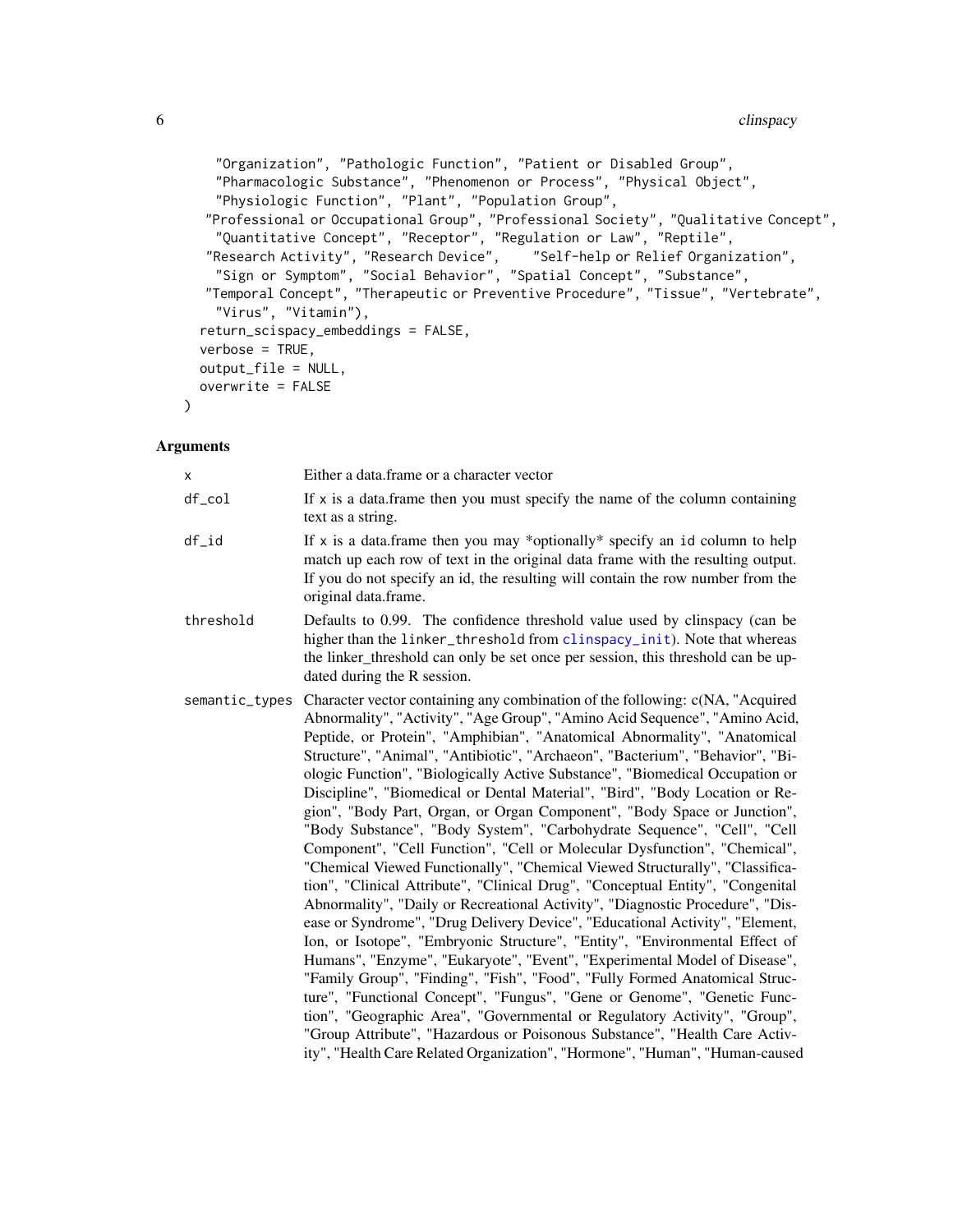```
    "Organization", "Pathologic Function", "Patient or Disabled Group",
    "Pharmacologic Substance", "Phenomenon or Process", "Physical Object",
    "Physiologic Function", "Plant", "Population Group",
   "Professional or Occupational Group", "Professional Society", "Qualitative Concept",
    "Quantitative Concept", "Receptor", "Regulation or Law", "Reptile",
   "Research Activity", "Research Device",     "Self-help or Relief Organization",
    "Sign or Symptom", "Social Behavior", "Spatial Concept", "Substance",
   "Temporal Concept", "Therapeutic or Preventive Procedure", "Tissue", "Vertebrate",
    "Virus", "Vitamin"),
  return_scispacy_embeddings = FALSE,
  verbose = TRUE,
  output_file = NULL,
  overwrite = FALSE
)
```

## Arguments

| | |
|---|---|
| `x` | Either a data.frame or a character vector |
| `df_col` | If x is a data.frame then you must specify the name of the column containing text as a string. |
| `df_id` | If x is a data.frame then you may *optionally* specify an id column to help match up each row of text in the original data frame with the resulting output. If you do not specify an id, the resulting will contain the row number from the original data.frame. |
| `threshold` | Defaults to 0.99. The confidence threshold value used by clinspacy (can be higher than the `linker_threshold` from `clinspacy_init`). Note that whereas the linker_threshold can only be set once per session, this threshold can be updated during the R session. |
| `semantic_types` | Character vector containing any combination of the following: c(NA, "Acquired Abnormality", "Activity", "Age Group", "Amino Acid Sequence", "Amino Acid, Peptide, or Protein", "Amphibian", "Anatomical Abnormality", "Anatomical Structure", "Animal", "Antibiotic", "Archaeon", "Bacterium", "Behavior", "Biologic Function", "Biologically Active Substance", "Biomedical Occupation or Discipline", "Biomedical or Dental Material", "Bird", "Body Location or Region", "Body Part, Organ, or Organ Component", "Body Space or Junction", "Body Substance", "Body System", "Carbohydrate Sequence", "Cell", "Cell Component", "Cell Function", "Cell or Molecular Dysfunction", "Chemical", "Chemical Viewed Functionally", "Chemical Viewed Structurally", "Classification", "Clinical Attribute", "Clinical Drug", "Conceptual Entity", "Congenital Abnormality", "Daily or Recreational Activity", "Diagnostic Procedure", "Disease or Syndrome", "Drug Delivery Device", "Educational Activity", "Element, Ion, or Isotope", "Embryonic Structure", "Entity", "Environmental Effect of Humans", "Enzyme", "Eukaryote", "Event", "Experimental Model of Disease", "Family Group", "Finding", "Fish", "Food", "Fully Formed Anatomical Structure", "Functional Concept", "Fungus", "Gene or Genome", "Genetic Function", "Geographic Area", "Governmental or Regulatory Activity", "Group", "Group Attribute", "Hazardous or Poisonous Substance", "Health Care Activity", "Health Care Related Organization", "Hormone", "Human", "Human-caused |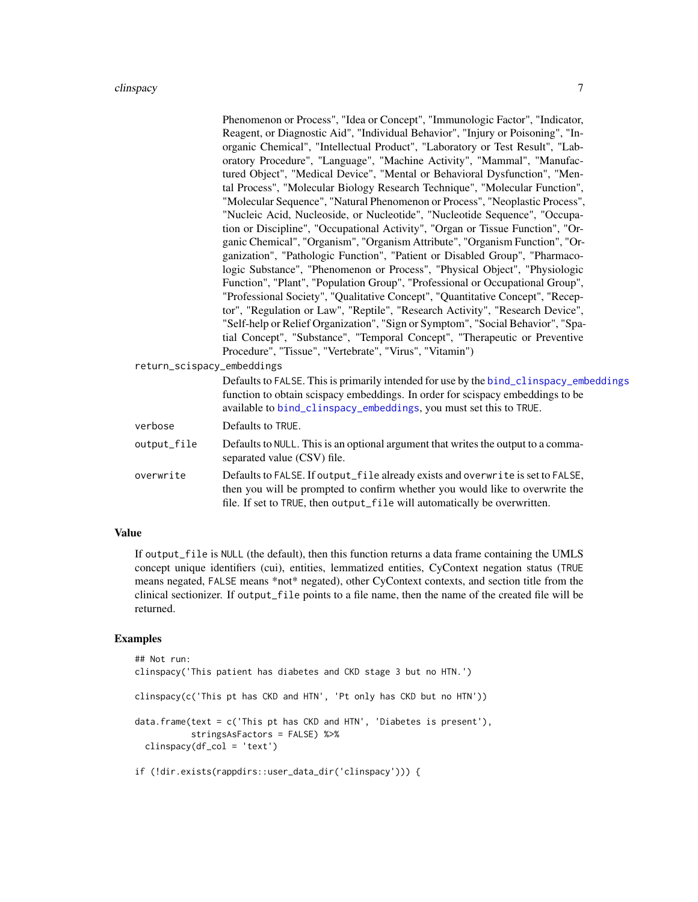Phenomenon or Process", "Idea or Concept", "Immunologic Factor", "Indicator, Reagent, or Diagnostic Aid", "Individual Behavior", "Injury or Poisoning", "Inorganic Chemical", "Intellectual Product", "Laboratory or Test Result", "Laboratory Procedure", "Language", "Machine Activity", "Mammal", "Manufactured Object", "Medical Device", "Mental or Behavioral Dysfunction", "Mental Process", "Molecular Biology Research Technique", "Molecular Function", "Molecular Sequence", "Natural Phenomenon or Process", "Neoplastic Process", "Nucleic Acid, Nucleoside, or Nucleotide", "Nucleotide Sequence", "Occupation or Discipline", "Occupational Activity", "Organ or Tissue Function", "Organic Chemical", "Organism", "Organism Attribute", "Organism Function", "Organization", "Pathologic Function", "Patient or Disabled Group", "Pharmacologic Substance", "Phenomenon or Process", "Physical Object", "Physiologic Function", "Plant", "Population Group", "Professional or Occupational Group", "Professional Society", "Qualitative Concept", "Quantitative Concept", "Receptor", "Regulation or Law", "Reptile", "Research Activity", "Research Device", "Self-help or Relief Organization", "Sign or Symptom", "Social Behavior", "Spatial Concept", "Substance", "Temporal Concept", "Therapeutic or Preventive Procedure", "Tissue", "Vertebrate", "Virus", "Vitamin")

`return_scispacy_embeddings`
: Defaults to `FALSE`. This is primarily intended for use by the `bind_clinspacy_embeddings` function to obtain scispacy embeddings. In order for scispacy embeddings to be available to `bind_clinspacy_embeddings`, you must set this to `TRUE`.

`verbose`
: Defaults to `TRUE`.

`output_file`
: Defaults to `NULL`. This is an optional argument that writes the output to a comma-separated value (CSV) file.

`overwrite`
: Defaults to `FALSE`. If `output_file` already exists and `overwrite` is set to `FALSE`, then you will be prompted to confirm whether you would like to overwrite the file. If set to `TRUE`, then `output_file` will automatically be overwritten.

## Value

If `output_file` is `NULL` (the default), then this function returns a data frame containing the UMLS concept unique identifiers (cui), entities, lemmatized entities, CyContext negation status (`TRUE` means negated, `FALSE` means *not* negated), other CyContext contexts, and section title from the clinical sectionizer. If `output_file` points to a file name, then the name of the created file will be returned.

## Examples

```
## Not run:
clinspacy('This patient has diabetes and CKD stage 3 but no HTN.')

clinspacy(c('This pt has CKD and HTN', 'Pt only has CKD but no HTN'))

data.frame(text = c('This pt has CKD and HTN', 'Diabetes is present'),
           stringsAsFactors = FALSE) %>%
  clinspacy(df_col = 'text')

if (!dir.exists(rappdirs::user_data_dir('clinspacy'))) {
```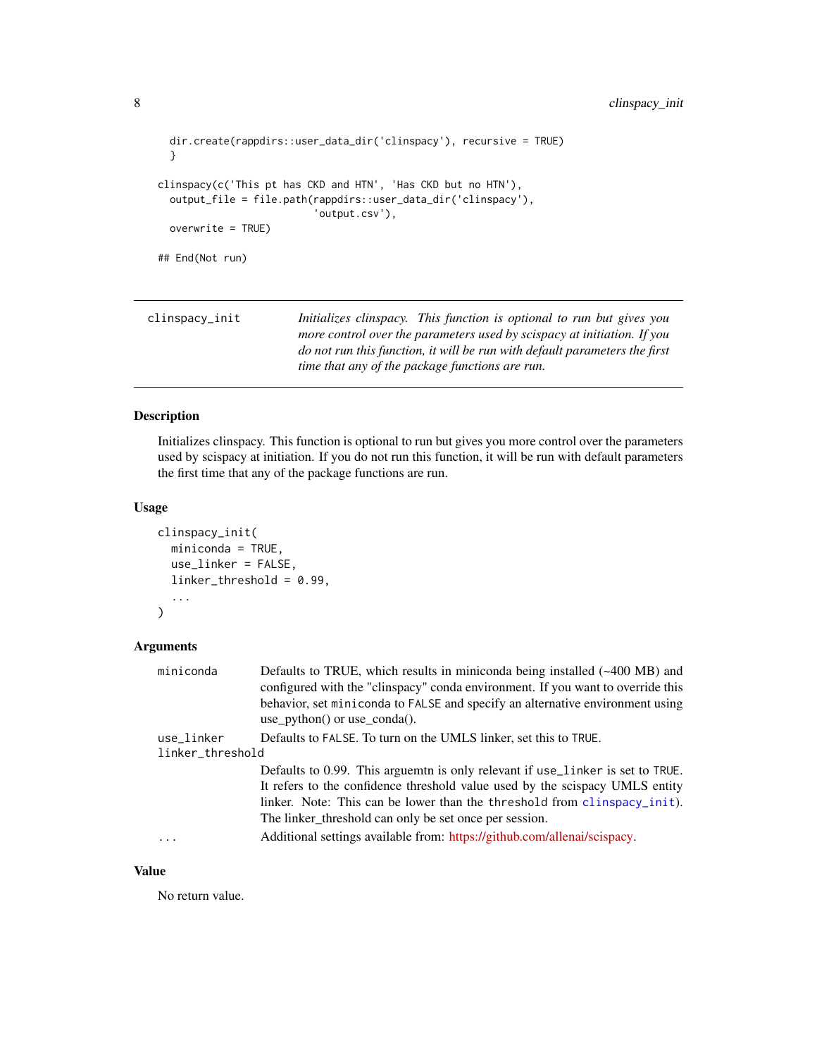```
  dir.create(rappdirs::user_data_dir('clinspacy'), recursive = TRUE)
  }

clinspacy(c('This pt has CKD and HTN', 'Has CKD but no HTN'),
  output_file = file.path(rappdirs::user_data_dir('clinspacy'),
                          'output.csv'),
  overwrite = TRUE)

## End(Not run)
```

---

`clinspacy_init` *Initializes clinspacy. This function is optional to run but gives you more control over the parameters used by scispacy at initiation. If you do not run this function, it will be run with default parameters the first time that any of the package functions are run.*

---

### Description

Initializes clinspacy. This function is optional to run but gives you more control over the parameters used by scispacy at initiation. If you do not run this function, it will be run with default parameters the first time that any of the package functions are run.

### Usage

```
clinspacy_init(
  miniconda = TRUE,
  use_linker = FALSE,
  linker_threshold = 0.99,
  ...
)
```

### Arguments

| | |
|---|---|
| `miniconda` | Defaults to TRUE, which results in miniconda being installed (~400 MB) and configured with the "clinspacy" conda environment. If you want to override this behavior, set `miniconda` to `FALSE` and specify an alternative environment using use_python() or use_conda(). |
| `use_linker` | Defaults to `FALSE`. To turn on the UMLS linker, set this to `TRUE`. |
| `linker_threshold` | Defaults to 0.99. This arguemtn is only relevant if `use_linker` is set to `TRUE`. It refers to the confidence threshold value used by the scispacy UMLS entity linker. Note: This can be lower than the `threshold` from `clinspacy_init`). The linker_threshold can only be set once per session. |
| `...` | Additional settings available from: https://github.com/allenai/scispacy. |

### Value

No return value.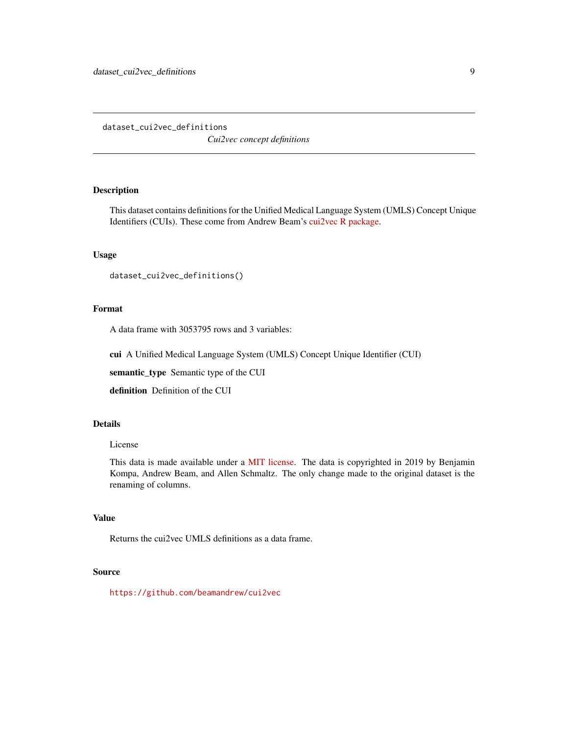`dataset_cui2vec_definitions` *Cui2vec concept definitions*

## Description

This dataset contains definitions for the Unified Medical Language System (UMLS) Concept Unique Identifiers (CUIs). These come from Andrew Beam's cui2vec R package.

## Usage

```
dataset_cui2vec_definitions()
```

## Format

A data frame with 3053795 rows and 3 variables:

**cui** A Unified Medical Language System (UMLS) Concept Unique Identifier (CUI)

**semantic_type** Semantic type of the CUI

**definition** Definition of the CUI

## Details

License

This data is made available under a MIT license. The data is copyrighted in 2019 by Benjamin Kompa, Andrew Beam, and Allen Schmaltz. The only change made to the original dataset is the renaming of columns.

## Value

Returns the cui2vec UMLS definitions as a data frame.

## Source

https://github.com/beamandrew/cui2vec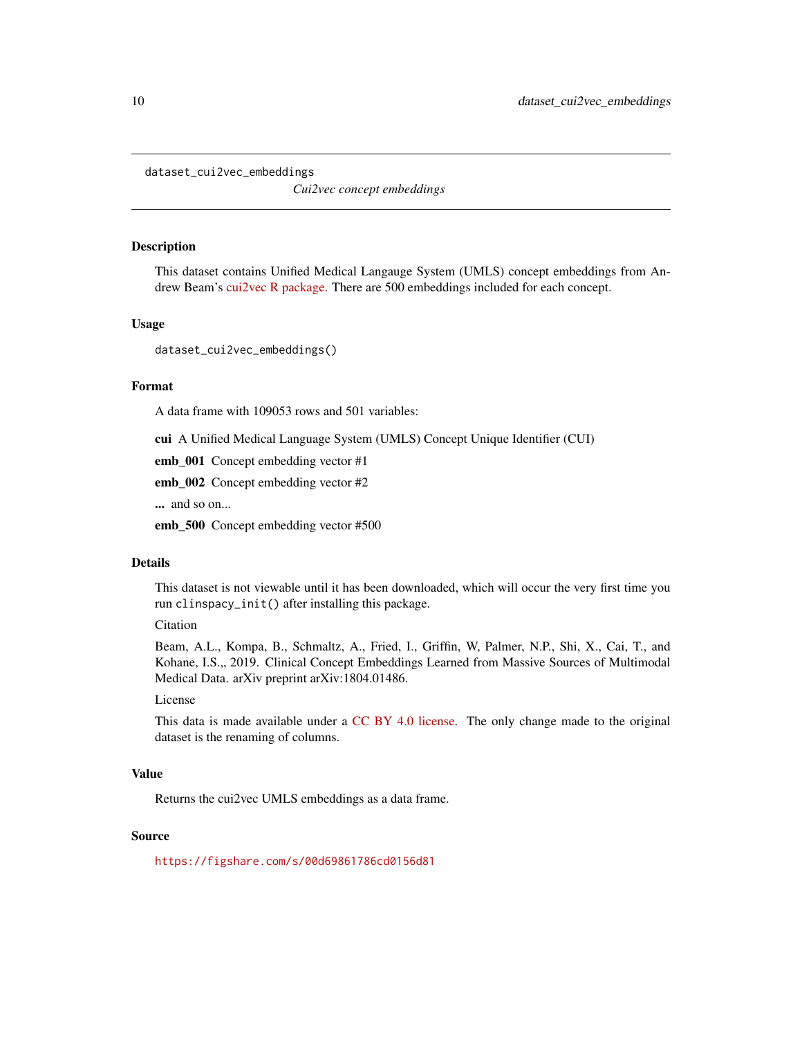# dataset_cui2vec_embeddings

*Cui2vec concept embeddings*

## Description

This dataset contains Unified Medical Langauge System (UMLS) concept embeddings from Andrew Beam's cui2vec R package. There are 500 embeddings included for each concept.

## Usage

```
dataset_cui2vec_embeddings()
```

## Format

A data frame with 109053 rows and 501 variables:

**cui** A Unified Medical Language System (UMLS) Concept Unique Identifier (CUI)

**emb_001** Concept embedding vector #1

**emb_002** Concept embedding vector #2

**...** and so on...

**emb_500** Concept embedding vector #500

## Details

This dataset is not viewable until it has been downloaded, which will occur the very first time you run `clinspacy_init()` after installing this package.

Citation

Beam, A.L., Kompa, B., Schmaltz, A., Fried, I., Griffin, W, Palmer, N.P., Shi, X., Cai, T., and Kohane, I.S.,, 2019. Clinical Concept Embeddings Learned from Massive Sources of Multimodal Medical Data. arXiv preprint arXiv:1804.01486.

License

This data is made available under a CC BY 4.0 license. The only change made to the original dataset is the renaming of columns.

## Value

Returns the cui2vec UMLS embeddings as a data frame.

## Source

https://figshare.com/s/00d69861786cd0156d81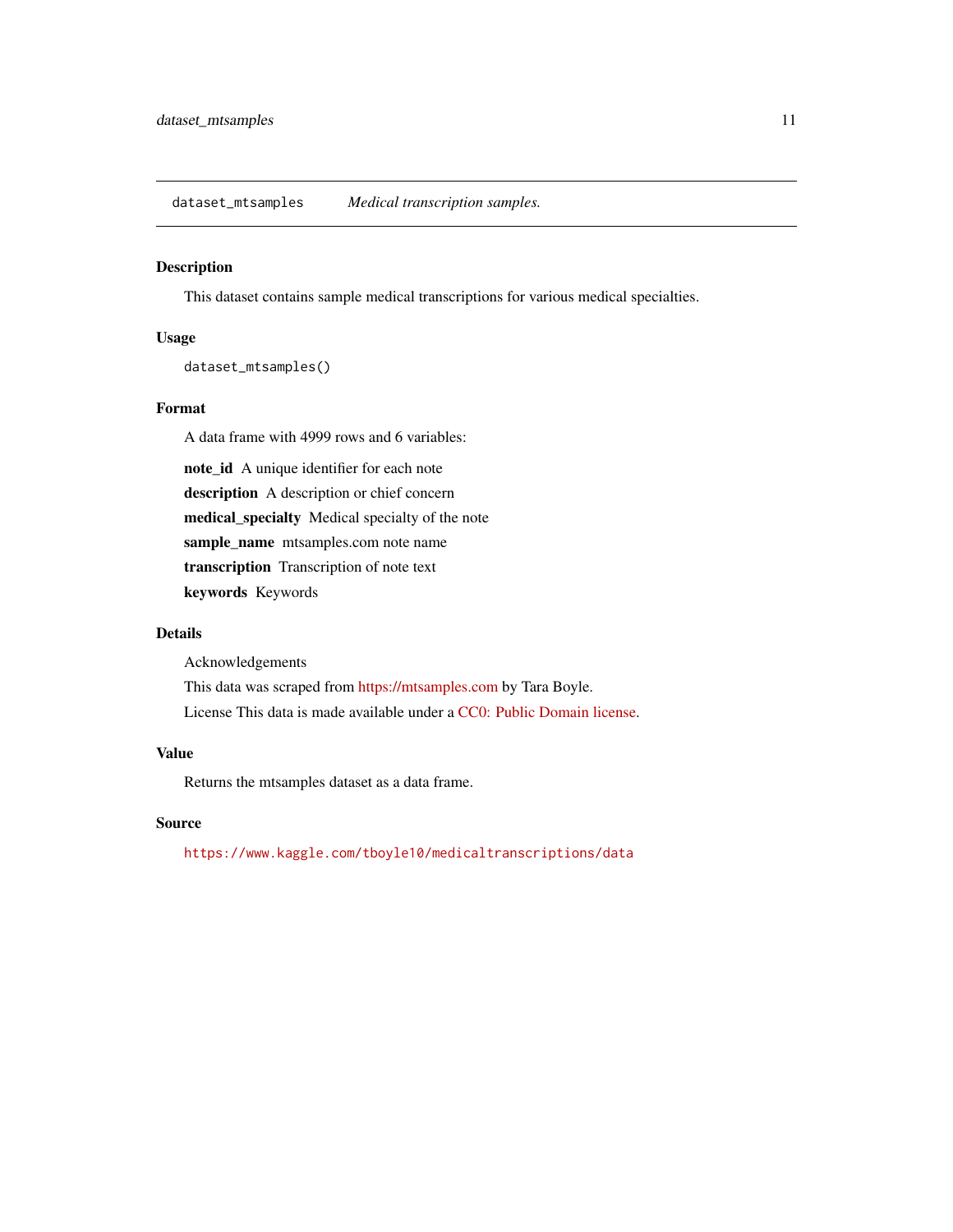## dataset_mtsamples    *Medical transcription samples.*

### Description

This dataset contains sample medical transcriptions for various medical specialties.

### Usage

```
dataset_mtsamples()
```

### Format

A data frame with 4999 rows and 6 variables:

**note_id** A unique identifier for each note

**description** A description or chief concern

**medical_specialty** Medical specialty of the note

**sample_name** mtsamples.com note name

**transcription** Transcription of note text

**keywords** Keywords

### Details

Acknowledgements

This data was scraped from https://mtsamples.com by Tara Boyle.

License This data is made available under a CC0: Public Domain license.

### Value

Returns the mtsamples dataset as a data frame.

### Source

https://www.kaggle.com/tboyle10/medicaltranscriptions/data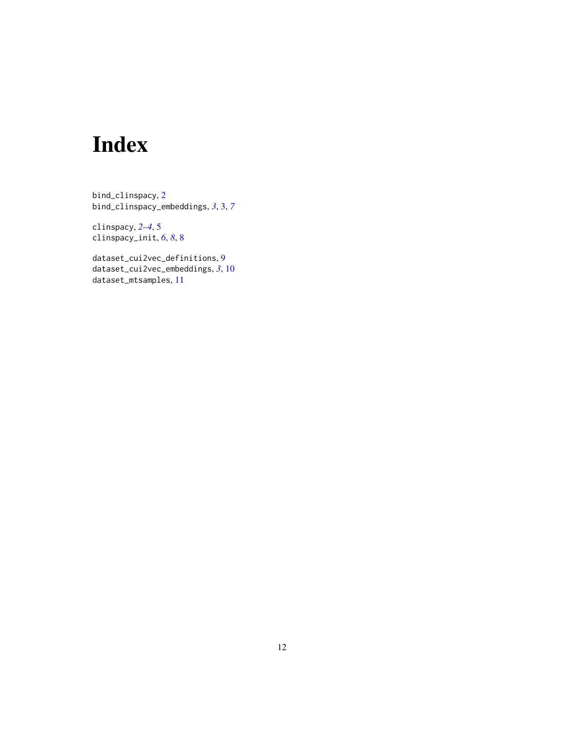# Index

bind_clinspacy, 2
bind_clinspacy_embeddings, *3*, 3, *7*

clinspacy, *2–4*, 5
clinspacy_init, *6*, *8*, 8

dataset_cui2vec_definitions, 9
dataset_cui2vec_embeddings, *3*, 10
dataset_mtsamples, 11